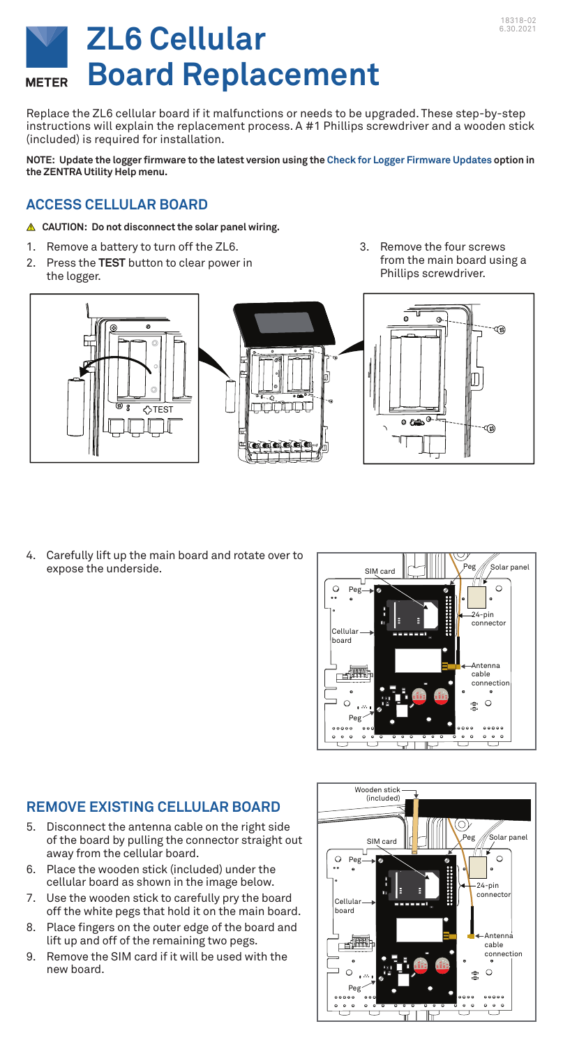# ZL6 Cellular Board Replacement

Replace the ZL6 cellular board if it malfunctions or needs to be upgraded. These step-by-step instructions will explain the replacement process. A #1 Phillips screwdriver and a wooden stick (included) is required for installation.

**NOTE: Update the logger firmware to the latest version using the Check for Logger Firmware Updates option in the ZENTRA Utility Help menu.**

## ACCESS CELLULAR BOARD

⚠ **CAUTION: Do not disconnect the solar panel wiring.**

1. Remove a battery to turn off the ZL6.
2. Press the **TEST** button to clear power in the logger.
3. Remove the four screws from the main board using a Phillips screwdriver.
4. Carefully lift up the main board and rotate over to expose the underside.

## REMOVE EXISTING CELLULAR BOARD

5. Disconnect the antenna cable on the right side of the board by pulling the connector straight out away from the cellular board.
6. Place the wooden stick (included) under the cellular board as shown in the image below.
7. Use the wooden stick to carefully pry the board off the white pegs that hold it on the main board.
8. Place fingers on the outer edge of the board and lift up and off of the remaining two pegs.
9. Remove the SIM card if it will be used with the new board.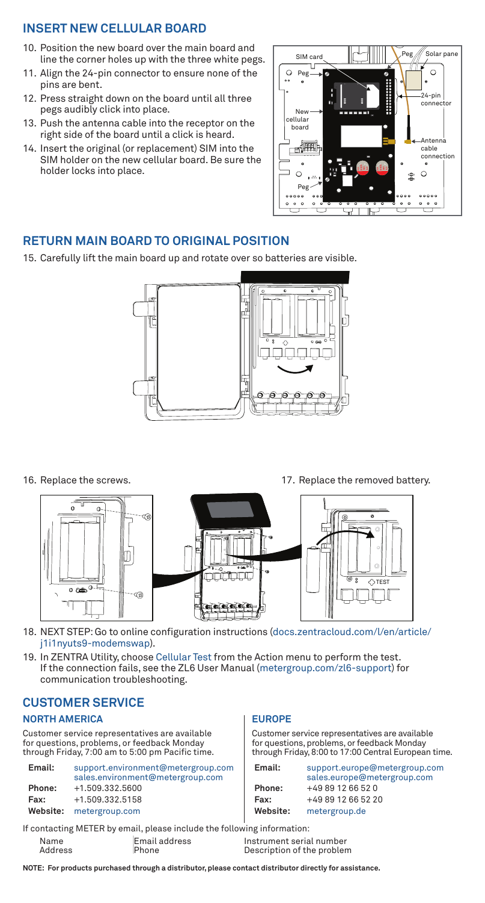## INSERT NEW CELLULAR BOARD

10. Position the new board over the main board and line the corner holes up with the three white pegs.
11. Align the 24-pin connector to ensure none of the pins are bent.
12. Press straight down on the board until all three pegs audibly click into place.
13. Push the antenna cable into the receptor on the right side of the board until a click is heard.
14. Insert the original (or replacement) SIM into the SIM holder on the new cellular board. Be sure the holder locks into place.

SIM card
Peg
Solar pane
Peg
24-pin connector
New cellular board
Antenna cable connection
Peg

## RETURN MAIN BOARD TO ORIGINAL POSITION

15. Carefully lift the main board up and rotate over so batteries are visible.

16. Replace the screws.

17. Replace the removed battery.

TEST

18. NEXT STEP: Go to online configuration instructions (docs.zentracloud.com/l/en/article/j1i1nyuts9-modemswap).
19. In ZENTRA Utility, choose Cellular Test from the Action menu to perform the test. If the connection fails, see the ZL6 User Manual (metergroup.com/zl6-support) for communication troubleshooting.

## CUSTOMER SERVICE

### NORTH AMERICA

Customer service representatives are available for questions, problems, or feedback Monday through Friday, 7:00 am to 5:00 pm Pacific time.

| | |
|---|---|
| **Email:** | support.environment@metergroup.com<br>sales.environment@metergroup.com |
| **Phone:** | +1.509.332.5600 |
| **Fax:** | +1.509.332.5158 |
| **Website:** | metergroup.com |

### EUROPE

Customer service representatives are available for questions, problems, or feedback Monday through Friday, 8:00 to 17:00 Central European time.

| | |
|---|---|
| **Email:** | support.europe@metergroup.com<br>sales.europe@metergroup.com |
| **Phone:** | +49 89 12 66 52 0 |
| **Fax:** | +49 89 12 66 52 20 |
| **Website:** | metergroup.de |

If contacting METER by email, please include the following information:

| | | |
|---|---|---|
| Name | Email address | Instrument serial number |
| Address | Phone | Description of the problem |

**NOTE: For products purchased through a distributor, please contact distributor directly for assistance.**